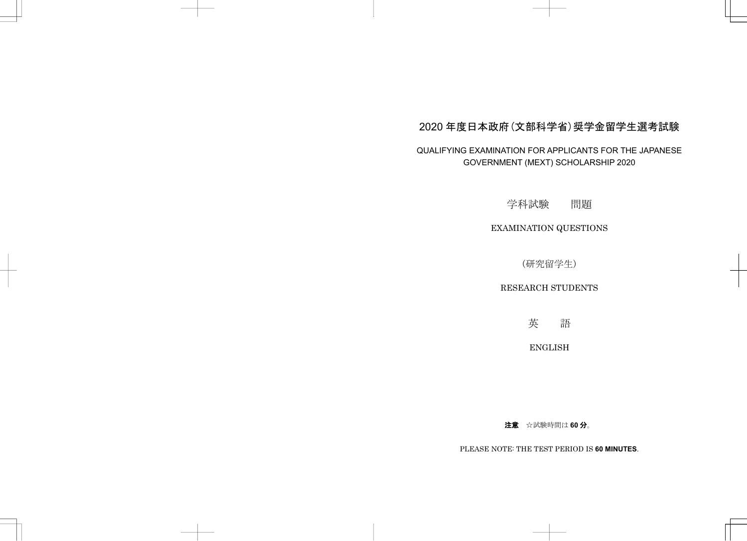# 2020 年度日本政府（文部科学省）奨学金留学生選考試験

QUALIFYING EXAMINATION FOR APPLICANTS FOR THE JAPANESE GOVERNMENT (MEXT) SCHOLARSHIP 2020

学科試験　　問題

EXAMINATION QUESTIONS

（研究留学生）

RESEARCH STUDENTS

英　　語

ENGLISH

**注意**　☆試験時間は **60 分**。

PLEASE NOTE: THE TEST PERIOD IS **60 MINUTES**.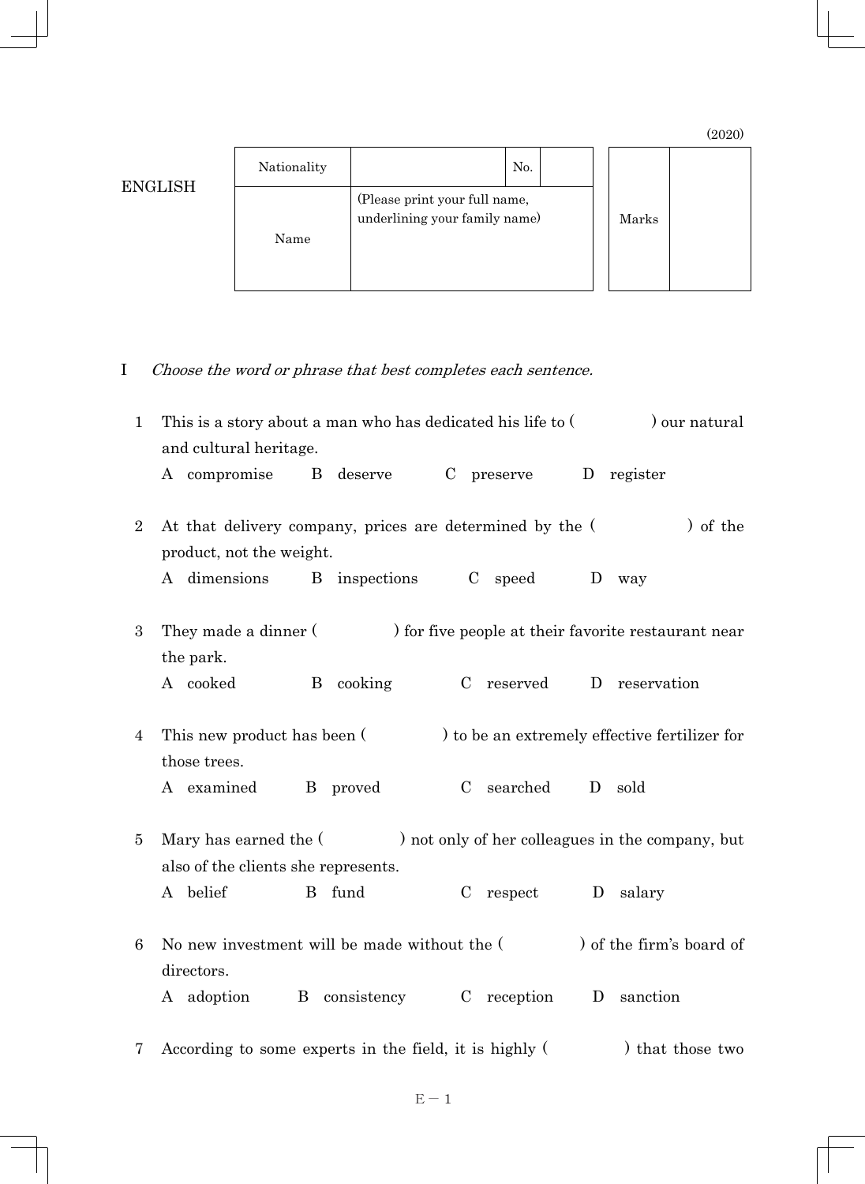(2020)

ENGLISH

| Nationality | | No. | | Marks | |
|---|---|---|---|---|---|
| Name | (Please print your full name, underlining your family name) | | | | |

I *Choose the word or phrase that best completes each sentence.*

1 This is a story about a man who has dedicated his life to ( ) our natural and cultural heritage.

A compromise B deserve C preserve D register

2 At that delivery company, prices are determined by the ( ) of the product, not the weight.

A dimensions B inspections C speed D way

3 They made a dinner ( ) for five people at their favorite restaurant near the park.

A cooked B cooking C reserved D reservation

4 This new product has been ( ) to be an extremely effective fertilizer for those trees.

A examined B proved C searched D sold

5 Mary has earned the ( ) not only of her colleagues in the company, but also of the clients she represents.

A belief B fund C respect D salary

6 No new investment will be made without the ( ) of the firm's board of directors.

A adoption B consistency C reception D sanction

7 According to some experts in the field, it is highly ( ) that those two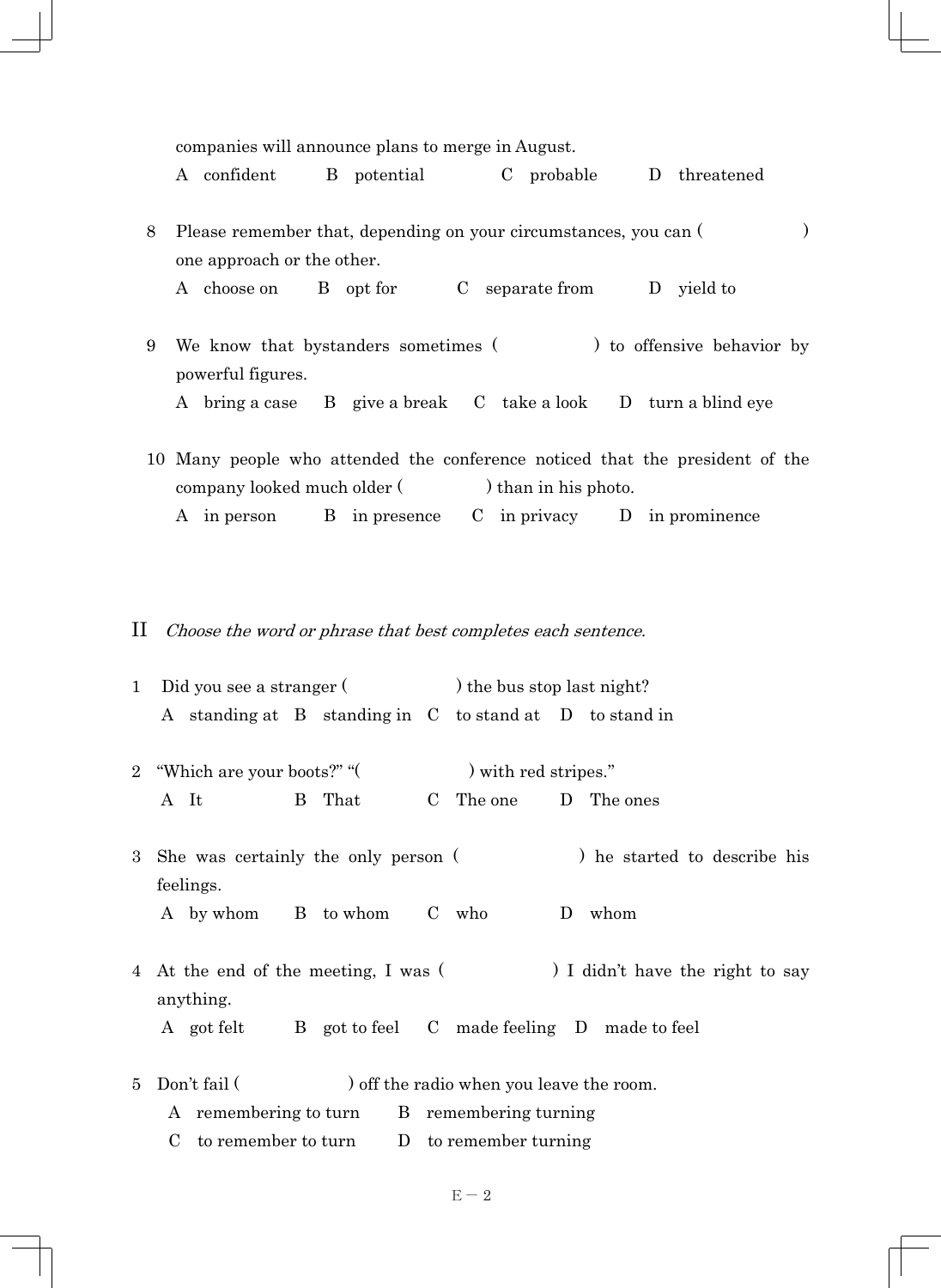companies will announce plans to merge in August.

A　confident　　B　potential　　C　probable　　D　threatened

8　Please remember that, depending on your circumstances, you can (　　　　　) one approach or the other.

A　choose on　　B　opt for　　C　separate from　　D　yield to

9　We know that bystanders sometimes (　　　　　) to offensive behavior by powerful figures.

A　bring a case　　B　give a break　　C　take a look　　D　turn a blind eye

10　Many people who attended the conference noticed that the president of the company looked much older (　　　　　) than in his photo.

A　in person　　B　in presence　　C　in privacy　　D　in prominence

## II　*Choose the word or phrase that best completes each sentence.*

1　Did you see a stranger (　　　　　) the bus stop last night?

A　standing at　B　standing in　C　to stand at　D　to stand in

2　"Which are your boots?" "(　　　　　) with red stripes."

A　It　　B　That　　C　The one　　D　The ones

3　She was certainly the only person (　　　　　) he started to describe his feelings.

A　by whom　　B　to whom　　C　who　　D　whom

4　At the end of the meeting, I was (　　　　　) I didn't have the right to say anything.

A　got felt　　B　got to feel　　C　made feeling　D　made to feel

5　Don't fail (　　　　　) off the radio when you leave the room.

A　remembering to turn　　B　remembering turning

C　to remember to turn　　D　to remember turning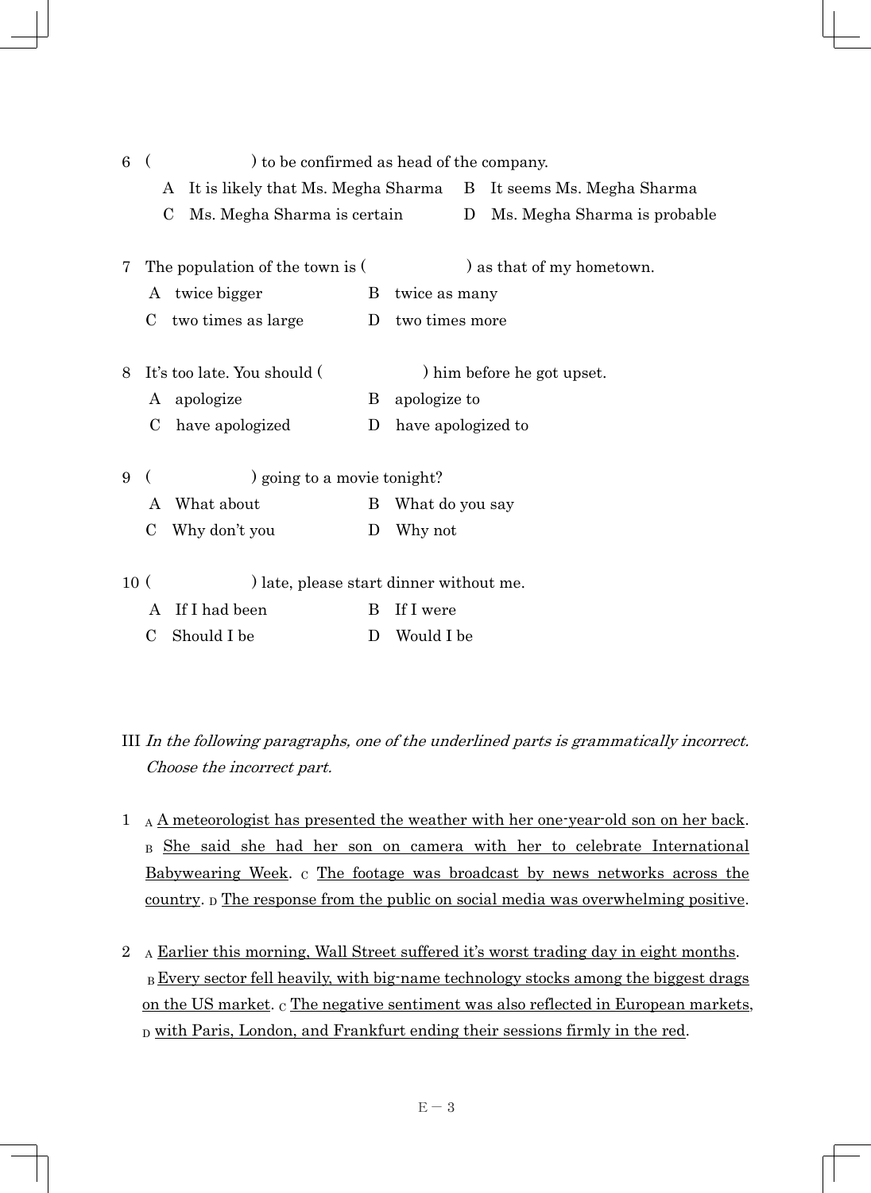6 (　　　　　　) to be confirmed as head of the company.

A　It is likely that Ms. Megha Sharma　　B　It seems Ms. Megha Sharma

C　Ms. Megha Sharma is certain　　D　Ms. Megha Sharma is probable

7 The population of the town is (　　　　　　) as that of my hometown.

A　twice bigger　　B　twice as many

C　two times as large　　D　two times more

8 It's too late. You should (　　　　　　) him before he got upset.

A　apologize　　B　apologize to

C　have apologized　　D　have apologized to

9 (　　　　　　) going to a movie tonight?

A　What about　　B　What do you say

C　Why don't you　　D　Why not

10 (　　　　　　) late, please start dinner without me.

A　If I had been　　B　If I were

C　Should I be　　D　Would I be

III *In the following paragraphs, one of the underlined parts is grammatically incorrect. Choose the incorrect part.*

1 A <u>A meteorologist has presented the weather with her one-year-old son on her back</u>. B <u>She said she had her son on camera with her to celebrate International Babywearing Week</u>. C <u>The footage was broadcast by news networks across the country</u>. D <u>The response from the public on social media was overwhelming positive</u>.

2 A <u>Earlier this morning, Wall Street suffered it's worst trading day in eight months</u>. B <u>Every sector fell heavily, with big-name technology stocks among the biggest drags on the US market</u>. C <u>The negative sentiment was also reflected in European markets</u>, D <u>with Paris, London, and Frankfurt ending their sessions firmly in the red</u>.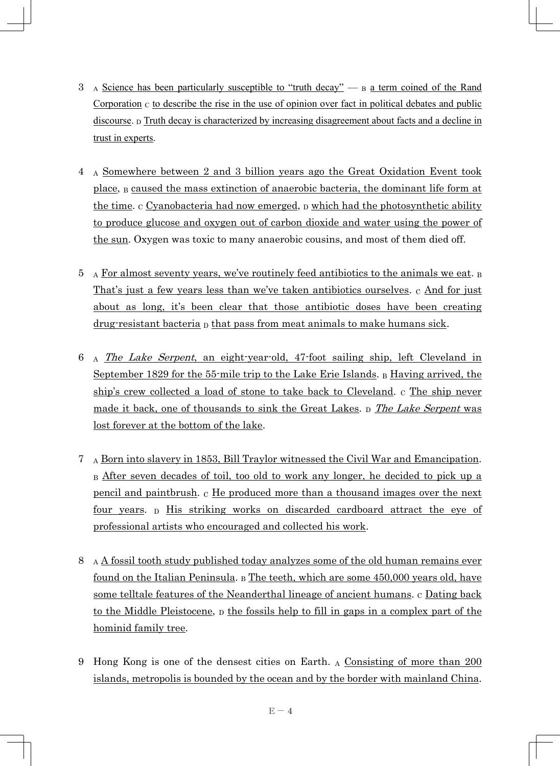3 A Science has been particularly susceptible to "truth decay" — B a term coined of the Rand Corporation C to describe the rise in the use of opinion over fact in political debates and public discourse. D Truth decay is characterized by increasing disagreement about facts and a decline in trust in experts.

4 A Somewhere between 2 and 3 billion years ago the Great Oxidation Event took place, B caused the mass extinction of anaerobic bacteria, the dominant life form at the time. C Cyanobacteria had now emerged, D which had the photosynthetic ability to produce glucose and oxygen out of carbon dioxide and water using the power of the sun. Oxygen was toxic to many anaerobic cousins, and most of them died off.

5 A For almost seventy years, we've routinely feed antibiotics to the animals we eat. B That's just a few years less than we've taken antibiotics ourselves. C And for just about as long, it's been clear that those antibiotic doses have been creating drug-resistant bacteria D that pass from meat animals to make humans sick.

6 A *The Lake Serpent*, an eight-year-old, 47-foot sailing ship, left Cleveland in September 1829 for the 55-mile trip to the Lake Erie Islands. B Having arrived, the ship's crew collected a load of stone to take back to Cleveland. C The ship never made it back, one of thousands to sink the Great Lakes. D *The Lake Serpent* was lost forever at the bottom of the lake.

7 A Born into slavery in 1853, Bill Traylor witnessed the Civil War and Emancipation. B After seven decades of toil, too old to work any longer, he decided to pick up a pencil and paintbrush. C He produced more than a thousand images over the next four years. D His striking works on discarded cardboard attract the eye of professional artists who encouraged and collected his work.

8 A A fossil tooth study published today analyzes some of the old human remains ever found on the Italian Peninsula. B The teeth, which are some 450,000 years old, have some telltale features of the Neanderthal lineage of ancient humans. C Dating back to the Middle Pleistocene, D the fossils help to fill in gaps in a complex part of the hominid family tree.

9 Hong Kong is one of the densest cities on Earth. A Consisting of more than 200 islands, metropolis is bounded by the ocean and by the border with mainland China.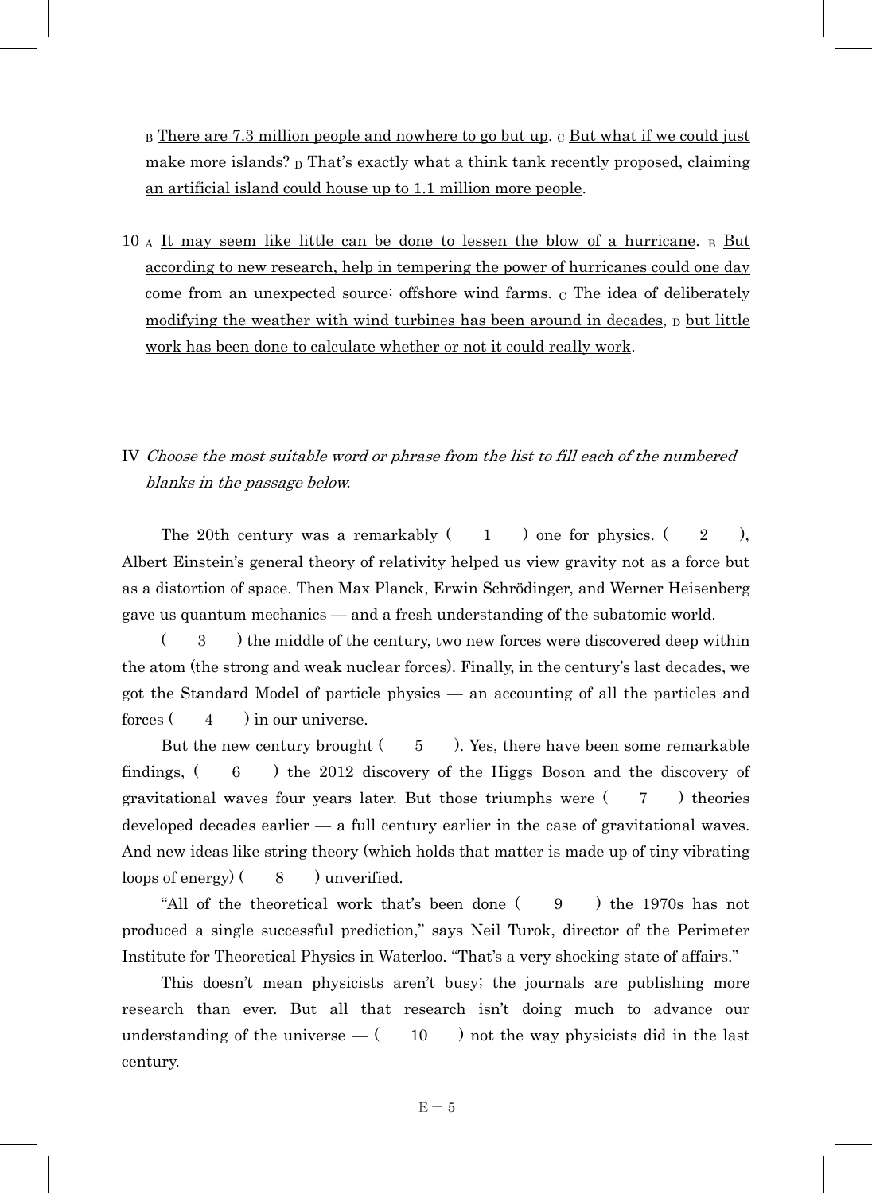B <u>There are 7.3 million people and nowhere to go but up</u>. C <u>But what if we could just make more islands</u>? D <u>That's exactly what a think tank recently proposed, claiming an artificial island could house up to 1.1 million more people</u>.

10 A <u>It may seem like little can be done to lessen the blow of a hurricane</u>. B <u>But according to new research, help in tempering the power of hurricanes could one day come from an unexpected source: offshore wind farms</u>. C <u>The idea of deliberately modifying the weather with wind turbines has been around in decades</u>, D <u>but little work has been done to calculate whether or not it could really work</u>.

IV *Choose the most suitable word or phrase from the list to fill each of the numbered blanks in the passage below.*

The 20th century was a remarkably ( 1 ) one for physics. ( 2 ), Albert Einstein's general theory of relativity helped us view gravity not as a force but as a distortion of space. Then Max Planck, Erwin Schrödinger, and Werner Heisenberg gave us quantum mechanics — and a fresh understanding of the subatomic world.

( 3 ) the middle of the century, two new forces were discovered deep within the atom (the strong and weak nuclear forces). Finally, in the century's last decades, we got the Standard Model of particle physics — an accounting of all the particles and forces ( 4 ) in our universe.

But the new century brought ( 5 ). Yes, there have been some remarkable findings, ( 6 ) the 2012 discovery of the Higgs Boson and the discovery of gravitational waves four years later. But those triumphs were ( 7 ) theories developed decades earlier — a full century earlier in the case of gravitational waves. And new ideas like string theory (which holds that matter is made up of tiny vibrating loops of energy) ( 8 ) unverified.

"All of the theoretical work that's been done ( 9 ) the 1970s has not produced a single successful prediction," says Neil Turok, director of the Perimeter Institute for Theoretical Physics in Waterloo. "That's a very shocking state of affairs."

This doesn't mean physicists aren't busy; the journals are publishing more research than ever. But all that research isn't doing much to advance our understanding of the universe — ( 10 ) not the way physicists did in the last century.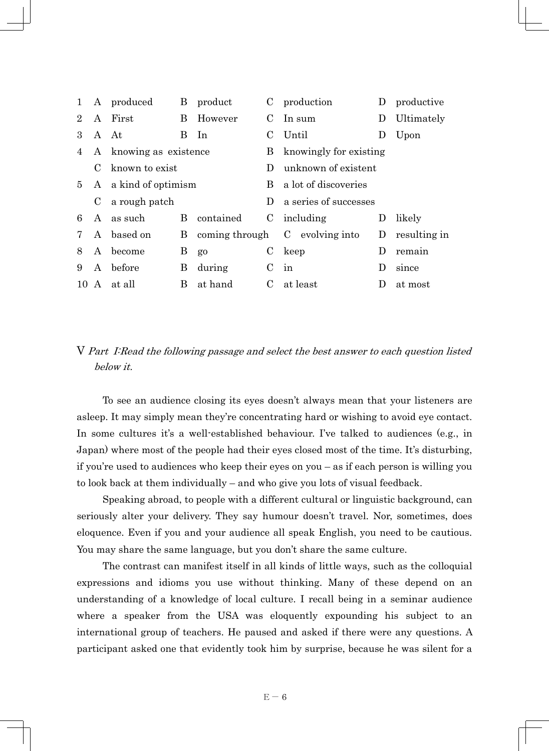| | | | | | | | | |
|---|---|---|---|---|---|---|---|---|
| 1 | A | produced | B | product | C | production | D | productive |
| 2 | A | First | B | However | C | In sum | D | Ultimately |
| 3 | A | At | B | In | C | Until | D | Upon |
| 4 | A | knowing as existence | | | B | knowingly for existing | | |
| | C | known to exist | | | D | unknown of existent | | |
| 5 | A | a kind of optimism | | | B | a lot of discoveries | | |
| | C | a rough patch | | | D | a series of successes | | |
| 6 | A | as such | B | contained | C | including | D | likely |
| 7 | A | based on | B | coming through | C | evolving into | D | resulting in |
| 8 | A | become | B | go | C | keep | D | remain |
| 9 | A | before | B | during | C | in | D | since |
| 10 | A | at all | B | at hand | C | at least | D | at most |

V *Part I:Read the following passage and select the best answer to each question listed below it.*

To see an audience closing its eyes doesn't always mean that your listeners are asleep. It may simply mean they're concentrating hard or wishing to avoid eye contact. In some cultures it's a well-established behaviour. I've talked to audiences (e.g., in Japan) where most of the people had their eyes closed most of the time. It's disturbing, if you're used to audiences who keep their eyes on you – as if each person is willing you to look back at them individually – and who give you lots of visual feedback.

Speaking abroad, to people with a different cultural or linguistic background, can seriously alter your delivery. They say humour doesn't travel. Nor, sometimes, does eloquence. Even if you and your audience all speak English, you need to be cautious. You may share the same language, but you don't share the same culture.

The contrast can manifest itself in all kinds of little ways, such as the colloquial expressions and idioms you use without thinking. Many of these depend on an understanding of a knowledge of local culture. I recall being in a seminar audience where a speaker from the USA was eloquently expounding his subject to an international group of teachers. He paused and asked if there were any questions. A participant asked one that evidently took him by surprise, because he was silent for a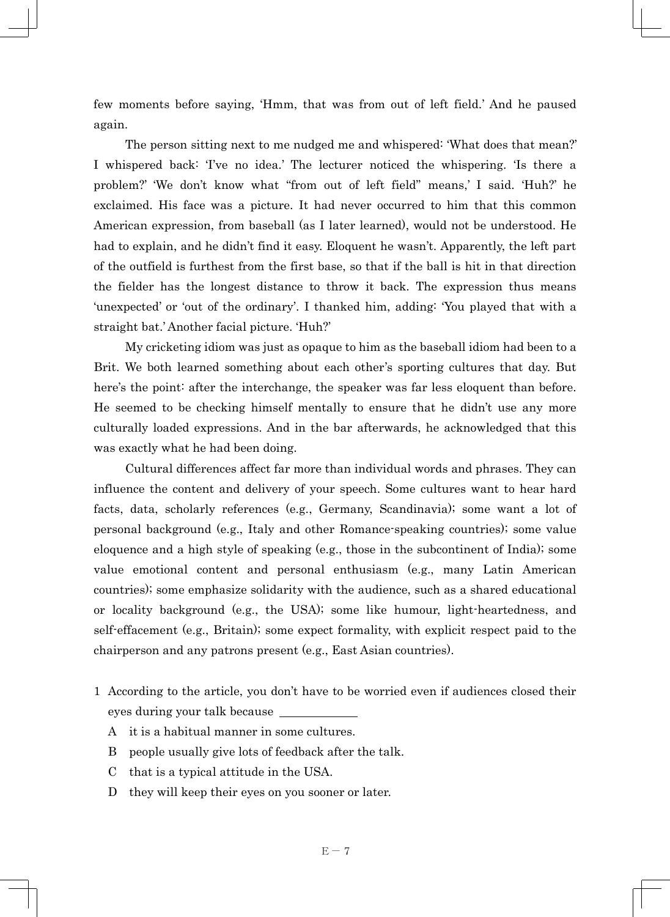few moments before saying, 'Hmm, that was from out of left field.' And he paused again.

The person sitting next to me nudged me and whispered: 'What does that mean?' I whispered back: 'I've no idea.' The lecturer noticed the whispering. 'Is there a problem?' 'We don't know what "from out of left field" means,' I said. 'Huh?' he exclaimed. His face was a picture. It had never occurred to him that this common American expression, from baseball (as I later learned), would not be understood. He had to explain, and he didn't find it easy. Eloquent he wasn't. Apparently, the left part of the outfield is furthest from the first base, so that if the ball is hit in that direction the fielder has the longest distance to throw it back. The expression thus means 'unexpected' or 'out of the ordinary'. I thanked him, adding: 'You played that with a straight bat.' Another facial picture. 'Huh?'

My cricketing idiom was just as opaque to him as the baseball idiom had been to a Brit. We both learned something about each other's sporting cultures that day. But here's the point: after the interchange, the speaker was far less eloquent than before. He seemed to be checking himself mentally to ensure that he didn't use any more culturally loaded expressions. And in the bar afterwards, he acknowledged that this was exactly what he had been doing.

Cultural differences affect far more than individual words and phrases. They can influence the content and delivery of your speech. Some cultures want to hear hard facts, data, scholarly references (e.g., Germany, Scandinavia); some want a lot of personal background (e.g., Italy and other Romance-speaking countries); some value eloquence and a high style of speaking (e.g., those in the subcontinent of India); some value emotional content and personal enthusiasm (e.g., many Latin American countries); some emphasize solidarity with the audience, such as a shared educational or locality background (e.g., the USA); some like humour, light-heartedness, and self-effacement (e.g., Britain); some expect formality, with explicit respect paid to the chairperson and any patrons present (e.g., East Asian countries).

1 According to the article, you don't have to be worried even if audiences closed their eyes during your talk because \_\_\_\_\_\_\_\_\_\_

A it is a habitual manner in some cultures.

B people usually give lots of feedback after the talk.

C that is a typical attitude in the USA.

D they will keep their eyes on you sooner or later.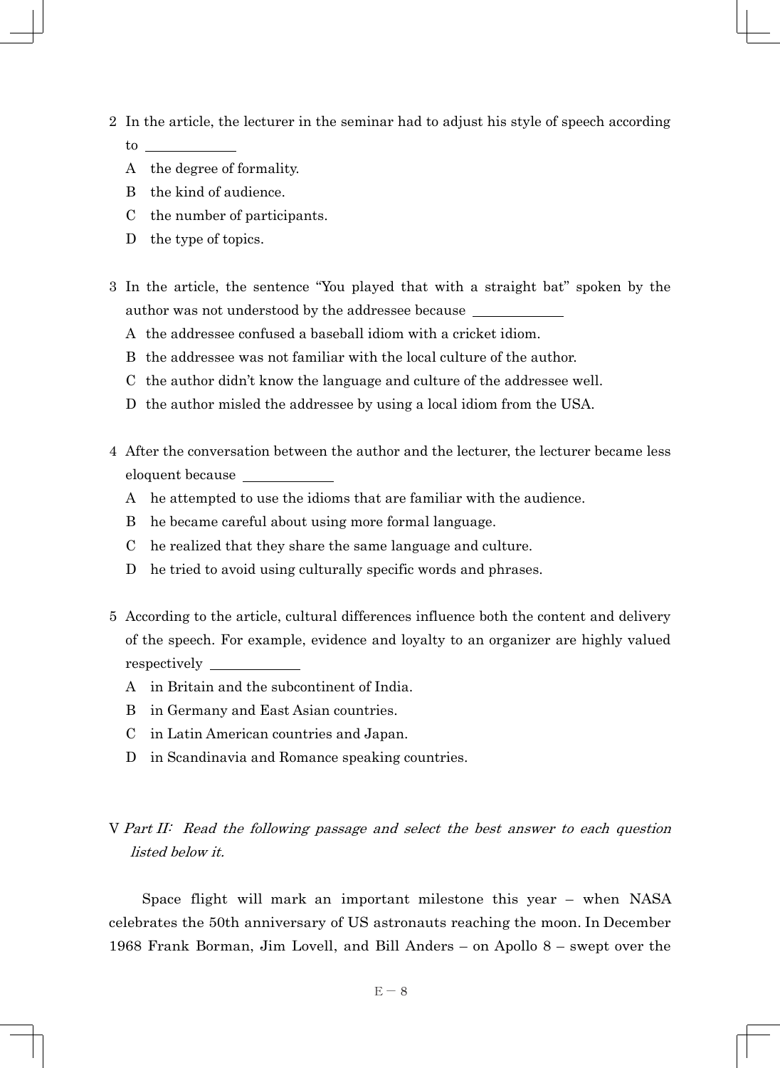2 In the article, the lecturer in the seminar had to adjust his style of speech according to \_\_\_\_\_\_\_\_\_\_\_\_

   A　the degree of formality.

   B　the kind of audience.

   C　the number of participants.

   D　the type of topics.

3 In the article, the sentence "You played that with a straight bat" spoken by the author was not understood by the addressee because \_\_\_\_\_\_\_\_\_\_\_\_

   A the addressee confused a baseball idiom with a cricket idiom.

   B the addressee was not familiar with the local culture of the author.

   C the author didn't know the language and culture of the addressee well.

   D the author misled the addressee by using a local idiom from the USA.

4 After the conversation between the author and the lecturer, the lecturer became less eloquent because \_\_\_\_\_\_\_\_\_\_\_\_

   A　he attempted to use the idioms that are familiar with the audience.

   B　he became careful about using more formal language.

   C　he realized that they share the same language and culture.

   D　he tried to avoid using culturally specific words and phrases.

5 According to the article, cultural differences influence both the content and delivery of the speech. For example, evidence and loyalty to an organizer are highly valued respectively \_\_\_\_\_\_\_\_\_\_\_\_

   A　in Britain and the subcontinent of India.

   B　in Germany and East Asian countries.

   C　in Latin American countries and Japan.

   D　in Scandinavia and Romance speaking countries.

V *Part II:  Read the following passage and select the best answer to each question listed below it.*

Space flight will mark an important milestone this year – when NASA celebrates the 50th anniversary of US astronauts reaching the moon. In December 1968 Frank Borman, Jim Lovell, and Bill Anders – on Apollo 8 – swept over the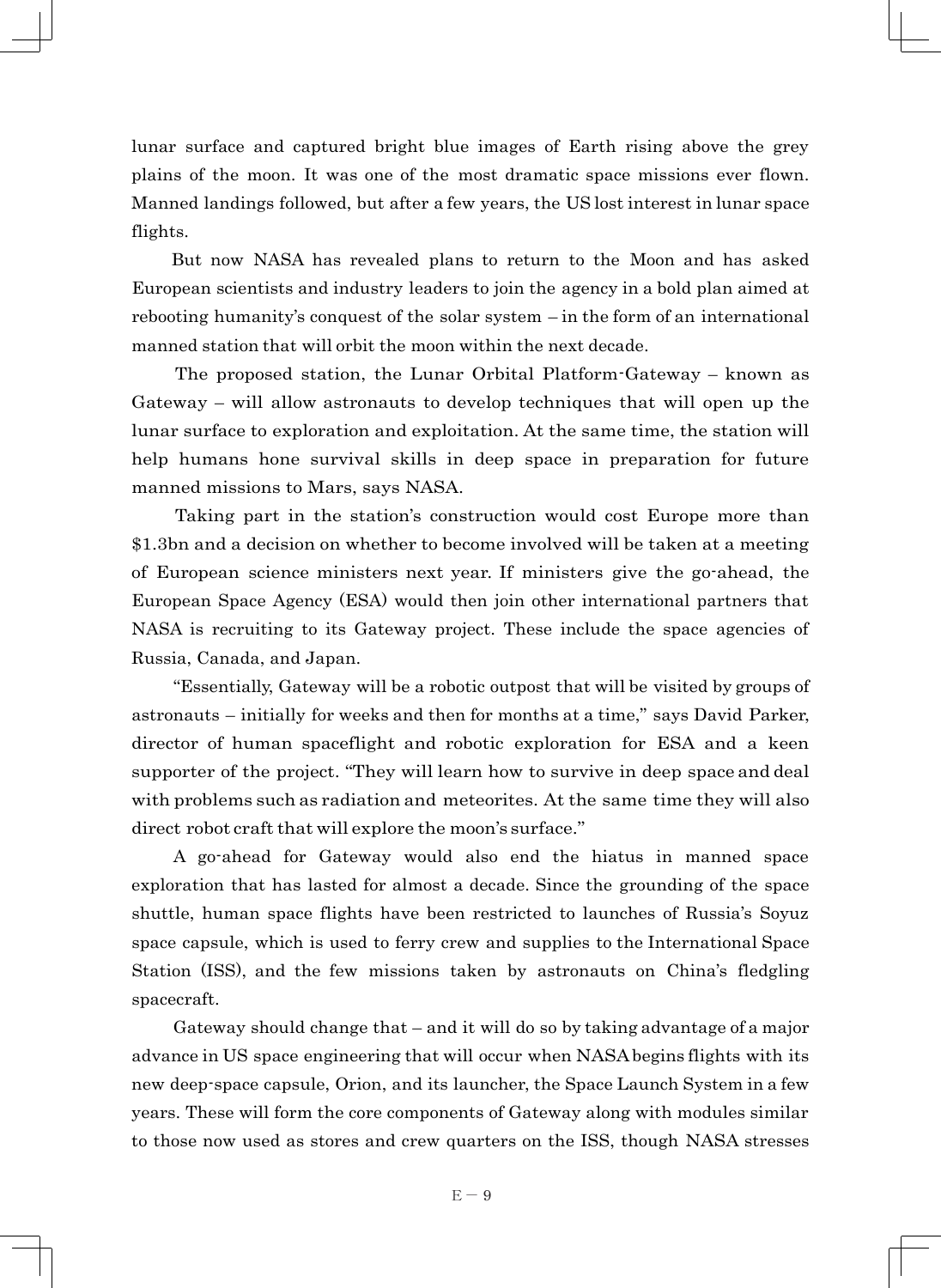lunar surface and captured bright blue images of Earth rising above the grey plains of the moon. It was one of the most dramatic space missions ever flown. Manned landings followed, but after a few years, the US lost interest in lunar space flights.

But now NASA has revealed plans to return to the Moon and has asked European scientists and industry leaders to join the agency in a bold plan aimed at rebooting humanity's conquest of the solar system – in the form of an international manned station that will orbit the moon within the next decade.

The proposed station, the Lunar Orbital Platform-Gateway – known as Gateway – will allow astronauts to develop techniques that will open up the lunar surface to exploration and exploitation. At the same time, the station will help humans hone survival skills in deep space in preparation for future manned missions to Mars, says NASA.

Taking part in the station's construction would cost Europe more than $1.3bn and a decision on whether to become involved will be taken at a meeting of European science ministers next year. If ministers give the go-ahead, the European Space Agency (ESA) would then join other international partners that NASA is recruiting to its Gateway project. These include the space agencies of Russia, Canada, and Japan.

"Essentially, Gateway will be a robotic outpost that will be visited by groups of astronauts – initially for weeks and then for months at a time," says David Parker, director of human spaceflight and robotic exploration for ESA and a keen supporter of the project. "They will learn how to survive in deep space and deal with problems such as radiation and meteorites. At the same time they will also direct robot craft that will explore the moon's surface."

A go-ahead for Gateway would also end the hiatus in manned space exploration that has lasted for almost a decade. Since the grounding of the space shuttle, human space flights have been restricted to launches of Russia's Soyuz space capsule, which is used to ferry crew and supplies to the International Space Station (ISS), and the few missions taken by astronauts on China's fledgling spacecraft.

Gateway should change that – and it will do so by taking advantage of a major advance in US space engineering that will occur when NASA begins flights with its new deep-space capsule, Orion, and its launcher, the Space Launch System in a few years. These will form the core components of Gateway along with modules similar to those now used as stores and crew quarters on the ISS, though NASA stresses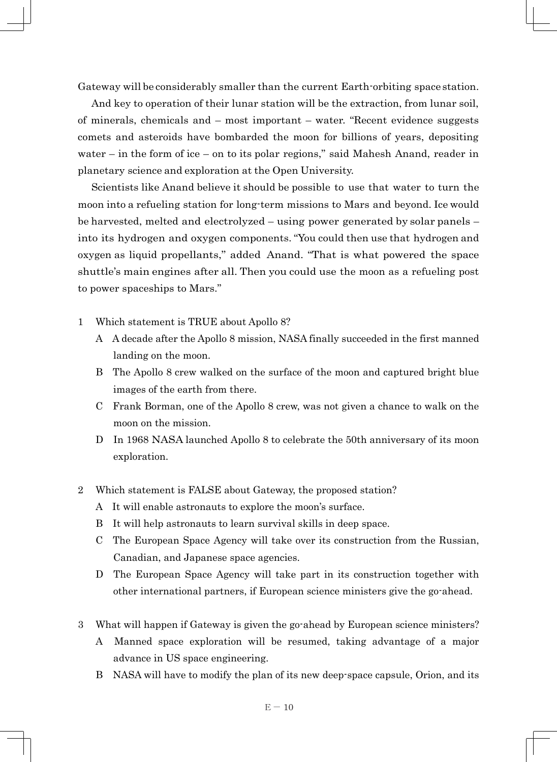Gateway will be considerably smaller than the current Earth-orbiting space station.

And key to operation of their lunar station will be the extraction, from lunar soil, of minerals, chemicals and – most important – water. "Recent evidence suggests comets and asteroids have bombarded the moon for billions of years, depositing water – in the form of ice – on to its polar regions," said Mahesh Anand, reader in planetary science and exploration at the Open University.

Scientists like Anand believe it should be possible to use that water to turn the moon into a refueling station for long-term missions to Mars and beyond. Ice would be harvested, melted and electrolyzed – using power generated by solar panels – into its hydrogen and oxygen components. "You could then use that hydrogen and oxygen as liquid propellants," added Anand. "That is what powered the space shuttle's main engines after all. Then you could use the moon as a refueling post to power spaceships to Mars."

1 Which statement is TRUE about Apollo 8?

  A A decade after the Apollo 8 mission, NASA finally succeeded in the first manned landing on the moon.

  B The Apollo 8 crew walked on the surface of the moon and captured bright blue images of the earth from there.

  C Frank Borman, one of the Apollo 8 crew, was not given a chance to walk on the moon on the mission.

  D In 1968 NASA launched Apollo 8 to celebrate the 50th anniversary of its moon exploration.

2 Which statement is FALSE about Gateway, the proposed station?

  A It will enable astronauts to explore the moon's surface.

  B It will help astronauts to learn survival skills in deep space.

  C The European Space Agency will take over its construction from the Russian, Canadian, and Japanese space agencies.

  D The European Space Agency will take part in its construction together with other international partners, if European science ministers give the go-ahead.

3 What will happen if Gateway is given the go-ahead by European science ministers?

  A Manned space exploration will be resumed, taking advantage of a major advance in US space engineering.

  B NASA will have to modify the plan of its new deep-space capsule, Orion, and its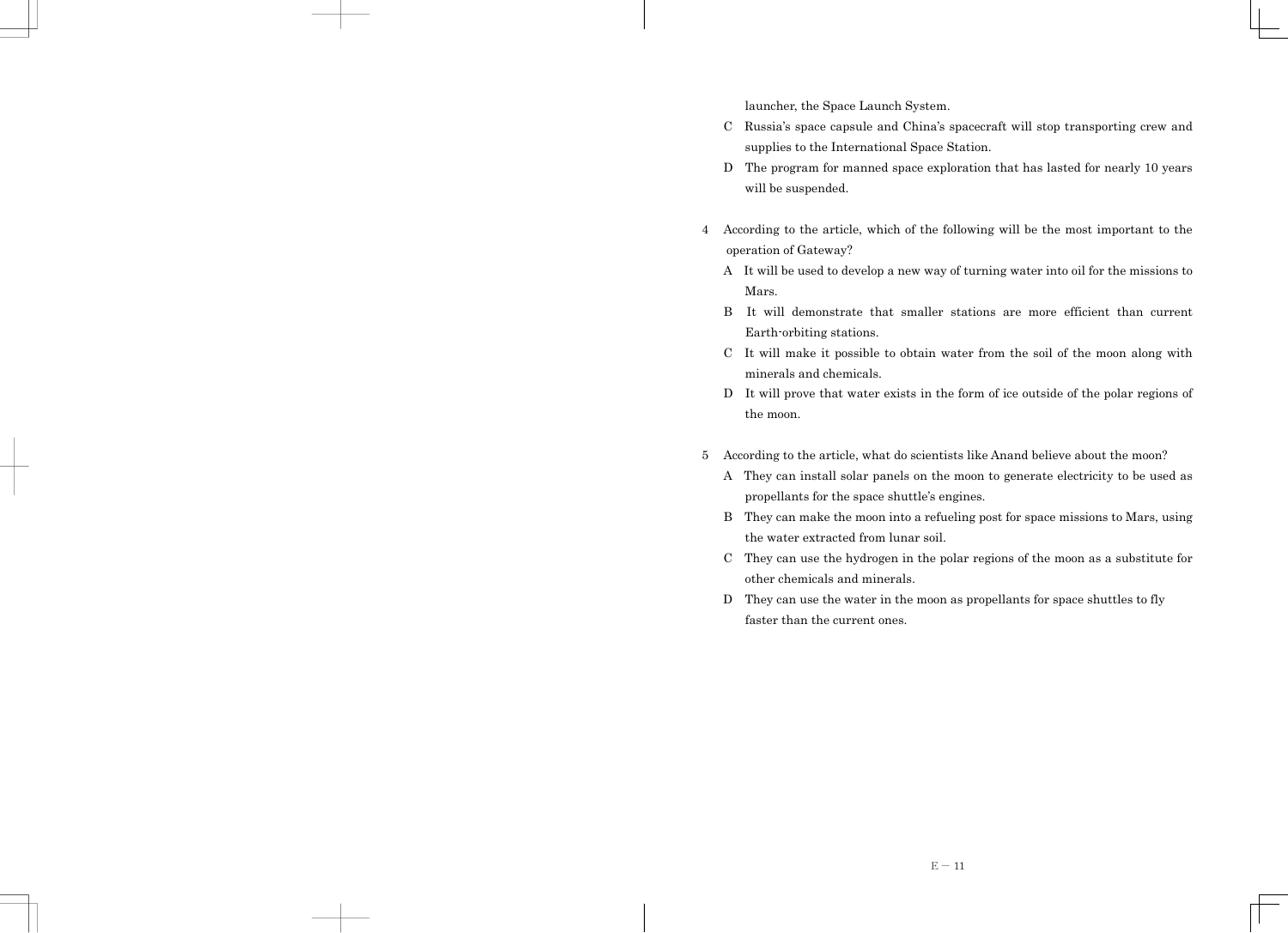launcher, the Space Launch System.

C Russia's space capsule and China's spacecraft will stop transporting crew and supplies to the International Space Station.

D The program for manned space exploration that has lasted for nearly 10 years will be suspended.

4 According to the article, which of the following will be the most important to the operation of Gateway?

A It will be used to develop a new way of turning water into oil for the missions to Mars.

B It will demonstrate that smaller stations are more efficient than current Earth-orbiting stations.

C It will make it possible to obtain water from the soil of the moon along with minerals and chemicals.

D It will prove that water exists in the form of ice outside of the polar regions of the moon.

5 According to the article, what do scientists like Anand believe about the moon?

A They can install solar panels on the moon to generate electricity to be used as propellants for the space shuttle's engines.

B They can make the moon into a refueling post for space missions to Mars, using the water extracted from lunar soil.

C They can use the hydrogen in the polar regions of the moon as a substitute for other chemicals and minerals.

D They can use the water in the moon as propellants for space shuttles to fly faster than the current ones.